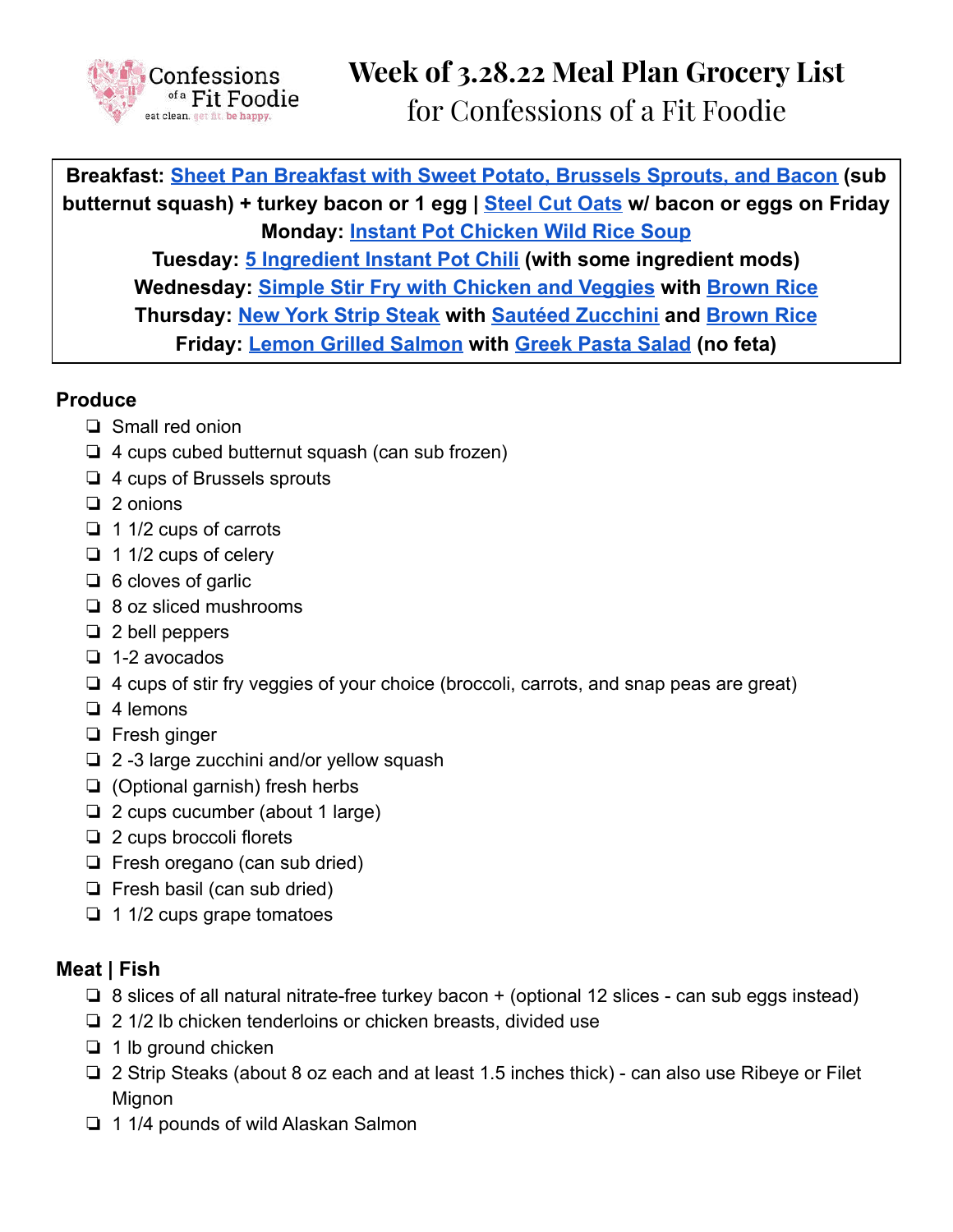# Week of 3.28.22 Meal Plan Grocery List
## for Confessions of a Fit Foodie

**Breakfast: Sheet Pan Breakfast with Sweet Potato, Brussels Sprouts, and Bacon (sub butternut squash) + turkey bacon or 1 egg | Steel Cut Oats w/ bacon or eggs on Friday**
**Monday: Instant Pot Chicken Wild Rice Soup**
**Tuesday: 5 Ingredient Instant Pot Chili (with some ingredient mods)**
**Wednesday: Simple Stir Fry with Chicken and Veggies with Brown Rice**
**Thursday: New York Strip Steak with Sautéed Zucchini and Brown Rice**
**Friday: Lemon Grilled Salmon with Greek Pasta Salad (no feta)**

### Produce

- ❏ Small red onion
- ❏ 4 cups cubed butternut squash (can sub frozen)
- ❏ 4 cups of Brussels sprouts
- ❏ 2 onions
- ❏ 1 1/2 cups of carrots
- ❏ 1 1/2 cups of celery
- ❏ 6 cloves of garlic
- ❏ 8 oz sliced mushrooms
- ❏ 2 bell peppers
- ❏ 1-2 avocados
- ❏ 4 cups of stir fry veggies of your choice (broccoli, carrots, and snap peas are great)
- ❏ 4 lemons
- ❏ Fresh ginger
- ❏ 2 -3 large zucchini and/or yellow squash
- ❏ (Optional garnish) fresh herbs
- ❏ 2 cups cucumber (about 1 large)
- ❏ 2 cups broccoli florets
- ❏ Fresh oregano (can sub dried)
- ❏ Fresh basil (can sub dried)
- ❏ 1 1/2 cups grape tomatoes

### Meat | Fish

- ❏ 8 slices of all natural nitrate-free turkey bacon + (optional 12 slices - can sub eggs instead)
- ❏ 2 1/2 lb chicken tenderloins or chicken breasts, divided use
- ❏ 1 lb ground chicken
- ❏ 2 Strip Steaks (about 8 oz each and at least 1.5 inches thick) - can also use Ribeye or Filet Mignon
- ❏ 1 1/4 pounds of wild Alaskan Salmon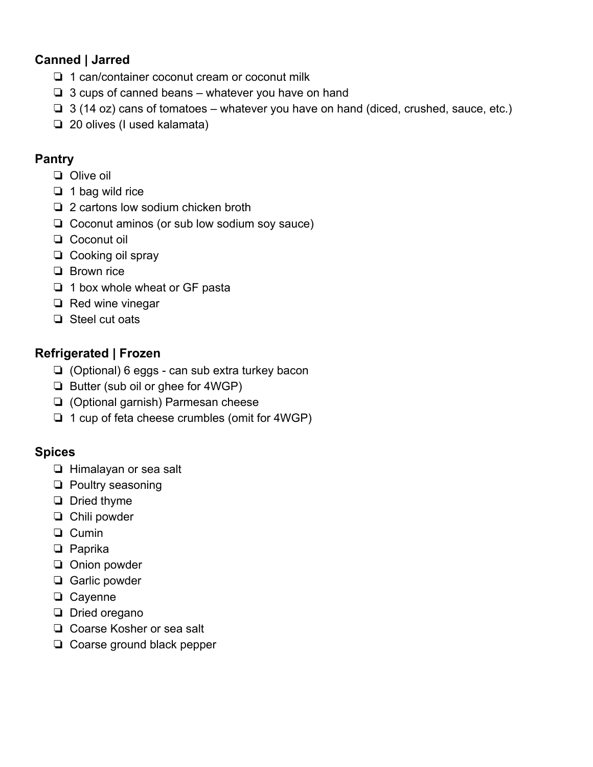### Canned | Jarred

- ❏ 1 can/container coconut cream or coconut milk
- ❏ 3 cups of canned beans – whatever you have on hand
- ❏ 3 (14 oz) cans of tomatoes – whatever you have on hand (diced, crushed, sauce, etc.)
- ❏ 20 olives (I used kalamata)

### Pantry

- ❏ Olive oil
- ❏ 1 bag wild rice
- ❏ 2 cartons low sodium chicken broth
- ❏ Coconut aminos (or sub low sodium soy sauce)
- ❏ Coconut oil
- ❏ Cooking oil spray
- ❏ Brown rice
- ❏ 1 box whole wheat or GF pasta
- ❏ Red wine vinegar
- ❏ Steel cut oats

### Refrigerated | Frozen

- ❏ (Optional) 6 eggs - can sub extra turkey bacon
- ❏ Butter (sub oil or ghee for 4WGP)
- ❏ (Optional garnish) Parmesan cheese
- ❏ 1 cup of feta cheese crumbles (omit for 4WGP)

### Spices

- ❏ Himalayan or sea salt
- ❏ Poultry seasoning
- ❏ Dried thyme
- ❏ Chili powder
- ❏ Cumin
- ❏ Paprika
- ❏ Onion powder
- ❏ Garlic powder
- ❏ Cayenne
- ❏ Dried oregano
- ❏ Coarse Kosher or sea salt
- ❏ Coarse ground black pepper